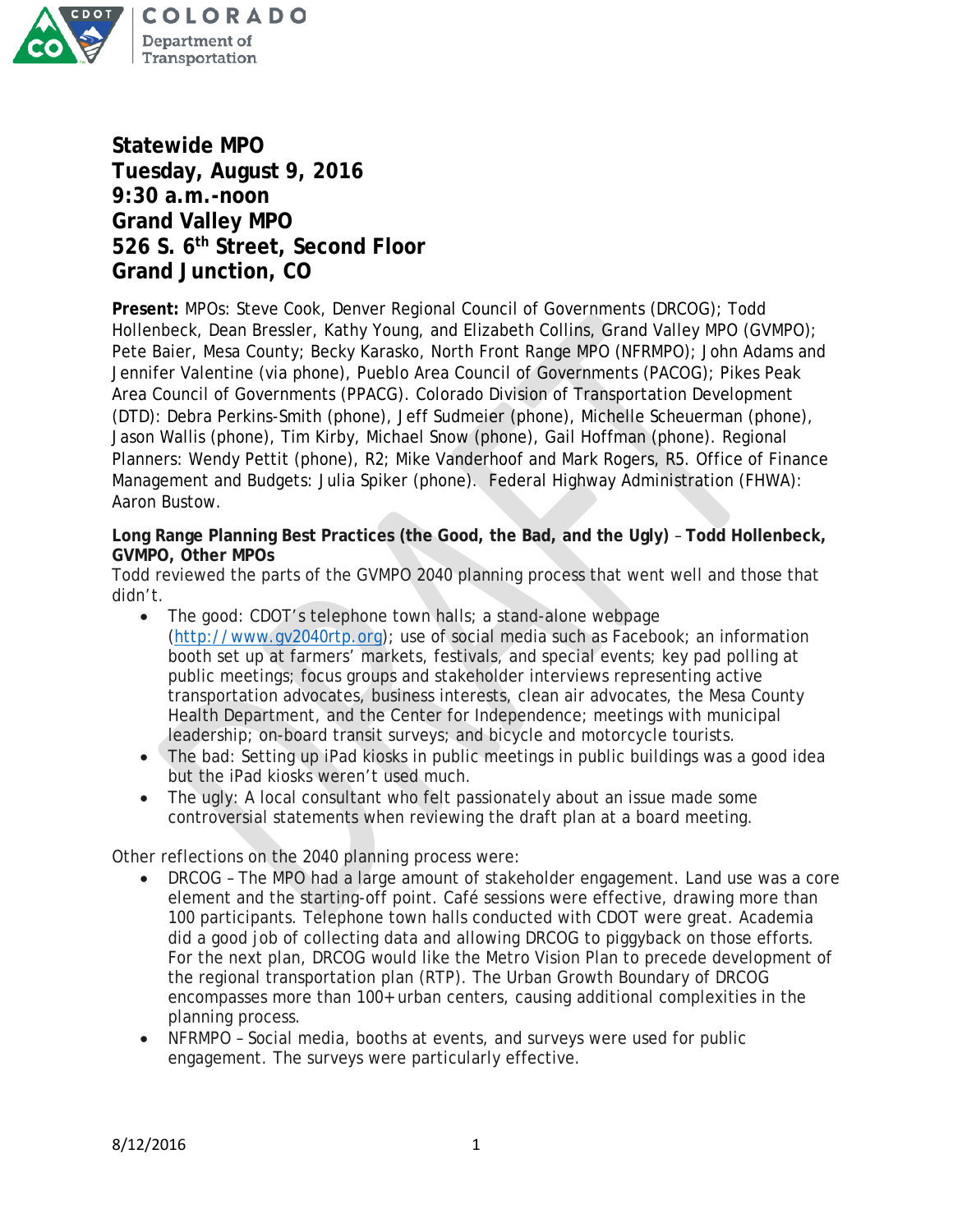# Statewide MPO
# Tuesday, August 9, 2016
# 9:30 a.m.-noon
# Grand Valley MPO
# 526 S. 6th Street, Second Floor
# Grand Junction, CO

**Present:** MPOs: Steve Cook, Denver Regional Council of Governments (DRCOG); Todd Hollenbeck, Dean Bressler, Kathy Young, and Elizabeth Collins, Grand Valley MPO (GVMPO); Pete Baier, Mesa County; Becky Karasko, North Front Range MPO (NFRMPO); John Adams and Jennifer Valentine (via phone), Pueblo Area Council of Governments (PACOG); Pikes Peak Area Council of Governments (PPACG). Colorado Division of Transportation Development (DTD): Debra Perkins-Smith (phone), Jeff Sudmeier (phone), Michelle Scheuerman (phone), Jason Wallis (phone), Tim Kirby, Michael Snow (phone), Gail Hoffman (phone). Regional Planners: Wendy Pettit (phone), R2; Mike Vanderhoof and Mark Rogers, R5. Office of Finance Management and Budgets: Julia Spiker (phone). Federal Highway Administration (FHWA): Aaron Bustow.

**Long Range Planning Best Practices (the Good, the Bad, and the Ugly)** – **Todd Hollenbeck, GVMPO, Other MPOs**

Todd reviewed the parts of the GVMPO 2040 planning process that went well and those that didn't.

- The good: CDOT's telephone town halls; a stand-alone webpage (http://www.gv2040rtp.org); use of social media such as Facebook; an information booth set up at farmers' markets, festivals, and special events; key pad polling at public meetings; focus groups and stakeholder interviews representing active transportation advocates, business interests, clean air advocates, the Mesa County Health Department, and the Center for Independence; meetings with municipal leadership; on-board transit surveys; and bicycle and motorcycle tourists.
- The bad: Setting up iPad kiosks in public meetings in public buildings was a good idea but the iPad kiosks weren't used much.
- The ugly: A local consultant who felt passionately about an issue made some controversial statements when reviewing the draft plan at a board meeting.

Other reflections on the 2040 planning process were:

- DRCOG – The MPO had a large amount of stakeholder engagement. Land use was a core element and the starting-off point. Café sessions were effective, drawing more than 100 participants. Telephone town halls conducted with CDOT were great. Academia did a good job of collecting data and allowing DRCOG to piggyback on those efforts. For the next plan, DRCOG would like the Metro Vision Plan to precede development of the regional transportation plan (RTP). The Urban Growth Boundary of DRCOG encompasses more than 100+ urban centers, causing additional complexities in the planning process.
- NFRMPO – Social media, booths at events, and surveys were used for public engagement. The surveys were particularly effective.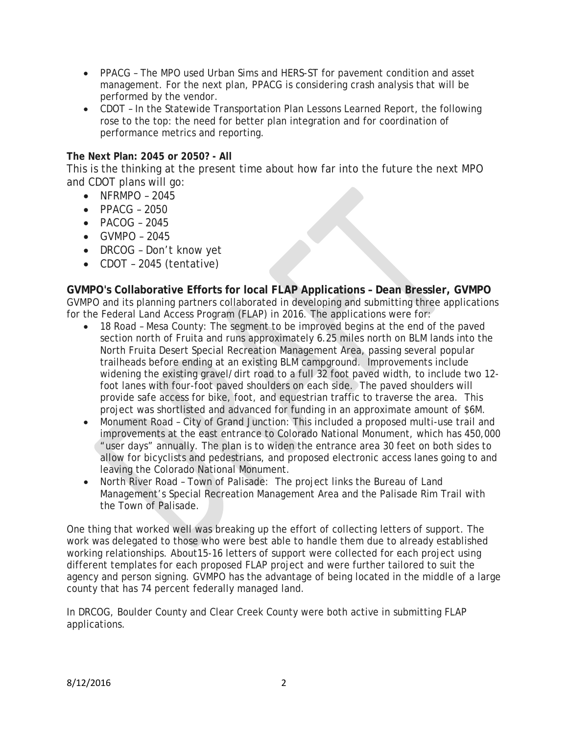- PPACG – The MPO used Urban Sims and HERS-ST for pavement condition and asset management. For the next plan, PPACG is considering crash analysis that will be performed by the vendor.
- CDOT – In the Statewide Transportation Plan Lessons Learned Report, the following rose to the top: the need for better plan integration and for coordination of performance metrics and reporting.

**The Next Plan: 2045 or 2050? - All**

This is the thinking at the present time about how far into the future the next MPO and CDOT plans will go:

- NFRMPO – 2045
- PPACG – 2050
- PACOG – 2045
- GVMPO – 2045
- DRCOG – Don't know yet
- CDOT – 2045 (tentative)

**GVMPO's Collaborative Efforts for local FLAP Applications – Dean Bressler, GVMPO**

GVMPO and its planning partners collaborated in developing and submitting three applications for the Federal Land Access Program (FLAP) in 2016. The applications were for:

- 18 Road – Mesa County: The segment to be improved begins at the end of the paved section north of Fruita and runs approximately 6.25 miles north on BLM lands into the North Fruita Desert Special Recreation Management Area, passing several popular trailheads before ending at an existing BLM campground. Improvements include widening the existing gravel/dirt road to a full 32 foot paved width, to include two 12-foot lanes with four-foot paved shoulders on each side. The paved shoulders will provide safe access for bike, foot, and equestrian traffic to traverse the area. This project was shortlisted and advanced for funding in an approximate amount of $6M.
- Monument Road – City of Grand Junction: This included a proposed multi-use trail and improvements at the east entrance to Colorado National Monument, which has 450,000 "user days" annually. The plan is to widen the entrance area 30 feet on both sides to allow for bicyclists and pedestrians, and proposed electronic access lanes going to and leaving the Colorado National Monument.
- North River Road – Town of Palisade: The project links the Bureau of Land Management's Special Recreation Management Area and the Palisade Rim Trail with the Town of Palisade.

One thing that worked well was breaking up the effort of collecting letters of support. The work was delegated to those who were best able to handle them due to already established working relationships. About15-16 letters of support were collected for each project using different templates for each proposed FLAP project and were further tailored to suit the agency and person signing. GVMPO has the advantage of being located in the middle of a large county that has 74 percent federally managed land.

In DRCOG, Boulder County and Clear Creek County were both active in submitting FLAP applications.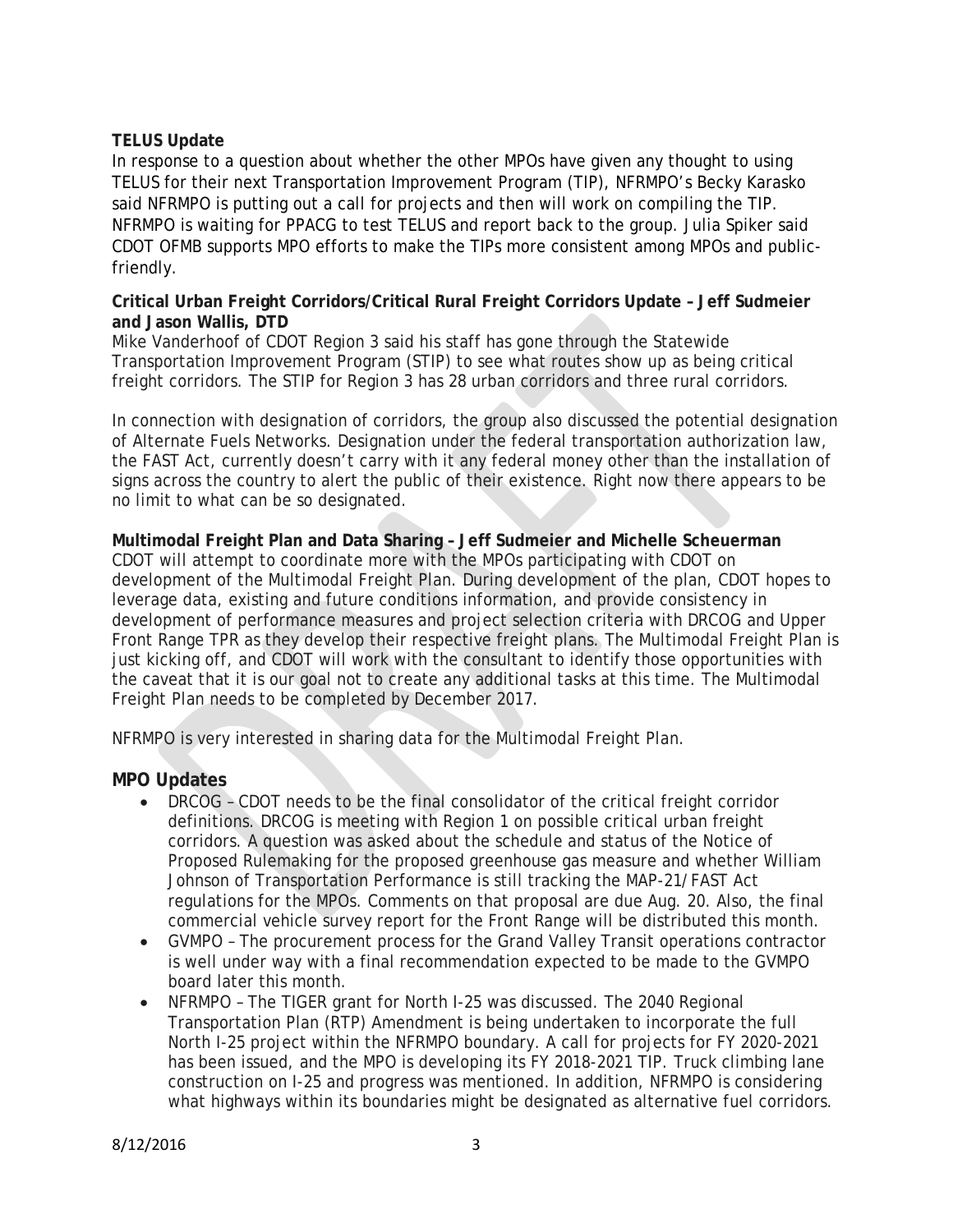**TELUS Update**

In response to a question about whether the other MPOs have given any thought to using TELUS for their next Transportation Improvement Program (TIP), NFRMPO's Becky Karasko said NFRMPO is putting out a call for projects and then will work on compiling the TIP. NFRMPO is waiting for PPACG to test TELUS and report back to the group. Julia Spiker said CDOT OFMB supports MPO efforts to make the TIPs more consistent among MPOs and public-friendly.

**Critical Urban Freight Corridors/Critical Rural Freight Corridors Update – Jeff Sudmeier and Jason Wallis, DTD**

Mike Vanderhoof of CDOT Region 3 said his staff has gone through the Statewide Transportation Improvement Program (STIP) to see what routes show up as being critical freight corridors. The STIP for Region 3 has 28 urban corridors and three rural corridors.

In connection with designation of corridors, the group also discussed the potential designation of Alternate Fuels Networks. Designation under the federal transportation authorization law, the FAST Act, currently doesn't carry with it any federal money other than the installation of signs across the country to alert the public of their existence. Right now there appears to be no limit to what can be so designated.

**Multimodal Freight Plan and Data Sharing – Jeff Sudmeier and Michelle Scheuerman**

CDOT will attempt to coordinate more with the MPOs participating with CDOT on development of the Multimodal Freight Plan. During development of the plan, CDOT hopes to leverage data, existing and future conditions information, and provide consistency in development of performance measures and project selection criteria with DRCOG and Upper Front Range TPR as they develop their respective freight plans. The Multimodal Freight Plan is just kicking off, and CDOT will work with the consultant to identify those opportunities with the caveat that it is our goal not to create any additional tasks at this time. The Multimodal Freight Plan needs to be completed by December 2017.

NFRMPO is very interested in sharing data for the Multimodal Freight Plan.

**MPO Updates**

- DRCOG – CDOT needs to be the final consolidator of the critical freight corridor definitions. DRCOG is meeting with Region 1 on possible critical urban freight corridors. A question was asked about the schedule and status of the Notice of Proposed Rulemaking for the proposed greenhouse gas measure and whether William Johnson of Transportation Performance is still tracking the MAP-21/FAST Act regulations for the MPOs. Comments on that proposal are due Aug. 20. Also, the final commercial vehicle survey report for the Front Range will be distributed this month.
- GVMPO – The procurement process for the Grand Valley Transit operations contractor is well under way with a final recommendation expected to be made to the GVMPO board later this month.
- NFRMPO – The TIGER grant for North I-25 was discussed. The 2040 Regional Transportation Plan (RTP) Amendment is being undertaken to incorporate the full North I-25 project within the NFRMPO boundary. A call for projects for FY 2020-2021 has been issued, and the MPO is developing its FY 2018-2021 TIP. Truck climbing lane construction on I-25 and progress was mentioned. In addition, NFRMPO is considering what highways within its boundaries might be designated as alternative fuel corridors.

8/12/2016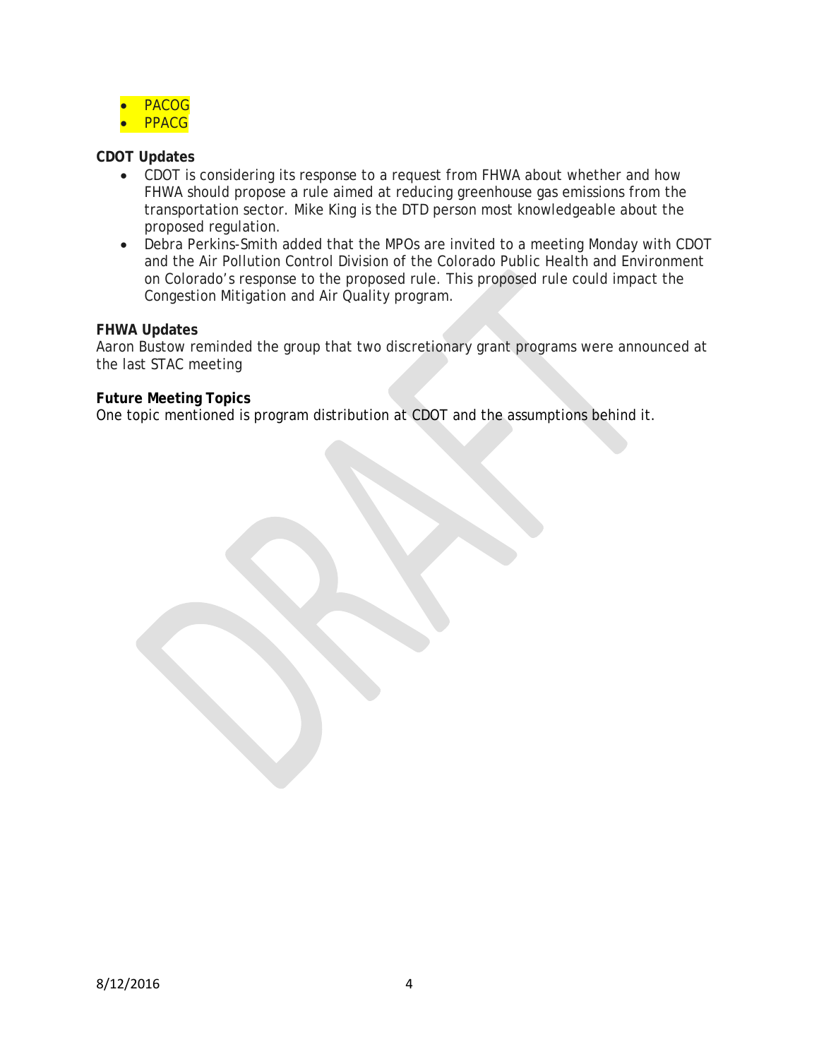- PACOG
- PPACG

**CDOT Updates**

- CDOT is considering its response to a request from FHWA about whether and how FHWA should propose a rule aimed at reducing greenhouse gas emissions from the transportation sector. Mike King is the DTD person most knowledgeable about the proposed regulation.
- Debra Perkins-Smith added that the MPOs are invited to a meeting Monday with CDOT and the Air Pollution Control Division of the Colorado Public Health and Environment on Colorado's response to the proposed rule. This proposed rule could impact the Congestion Mitigation and Air Quality program.

**FHWA Updates**

Aaron Bustow reminded the group that two discretionary grant programs were announced at the last STAC meeting

**Future Meeting Topics**

One topic mentioned is program distribution at CDOT and the assumptions behind it.